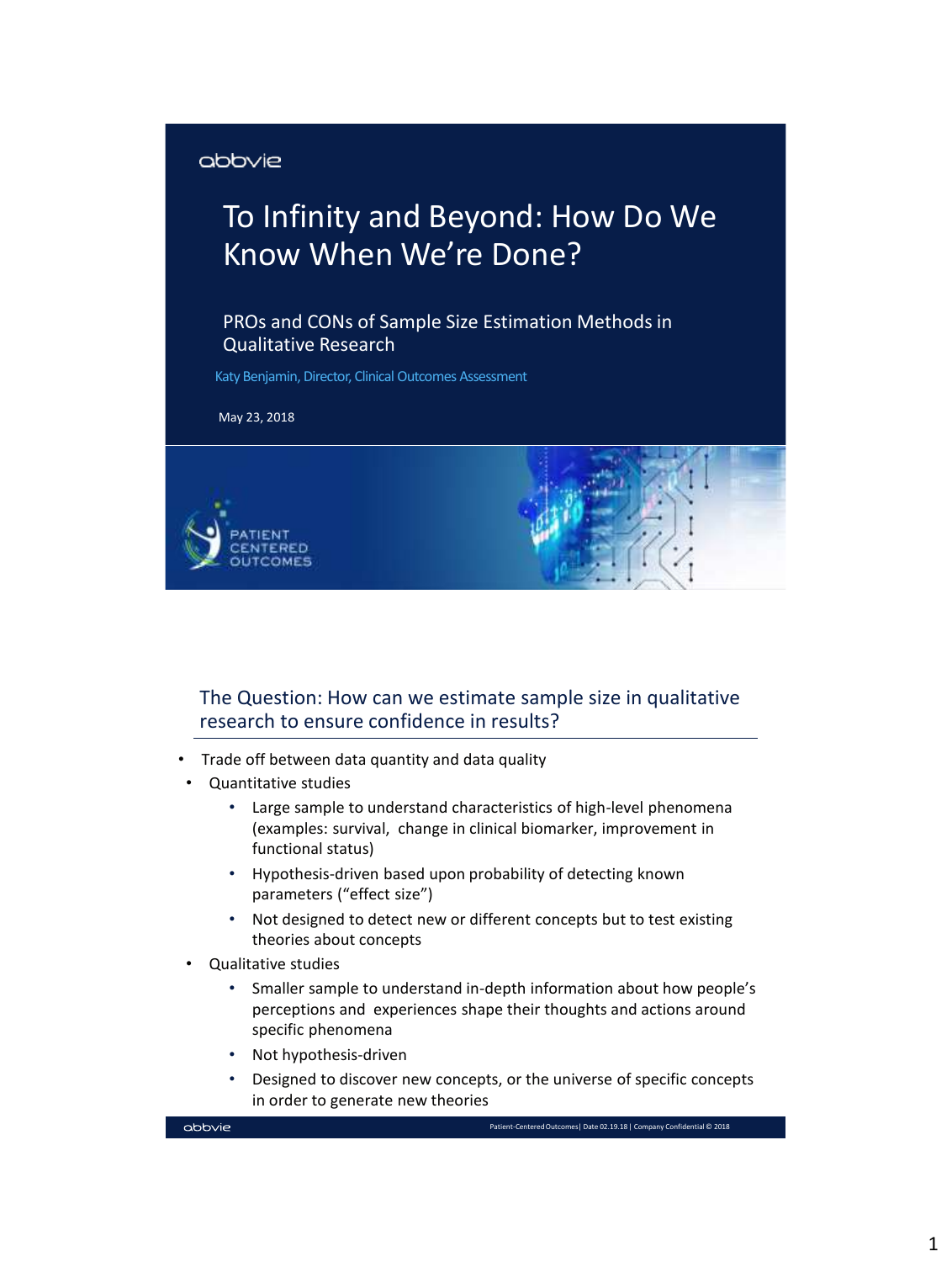abbvie

# To Infinity and Beyond: How Do We Know When We're Done?

PROs and CONs of Sample Size Estimation Methods in Qualitative Research

Katy Benjamin, Director, Clinical Outcomes Assessment

May 23, 2018

PATIENT CENTERED OUTCOMES

## The Question: How can we estimate sample size in qualitative research to ensure confidence in results?

- Trade off between data quantity and data quality
- Quantitative studies
  - Large sample to understand characteristics of high-level phenomena (examples: survival, change in clinical biomarker, improvement in functional status)
  - Hypothesis-driven based upon probability of detecting known parameters ("effect size")
  - Not designed to detect new or different concepts but to test existing theories about concepts
- Qualitative studies
  - Smaller sample to understand in-depth information about how people's perceptions and experiences shape their thoughts and actions around specific phenomena
  - Not hypothesis-driven
  - Designed to discover new concepts, or the universe of specific concepts in order to generate new theories

abbvie | Patient-Centered Outcomes | Date 02.19.18 | Company Confidential © 2018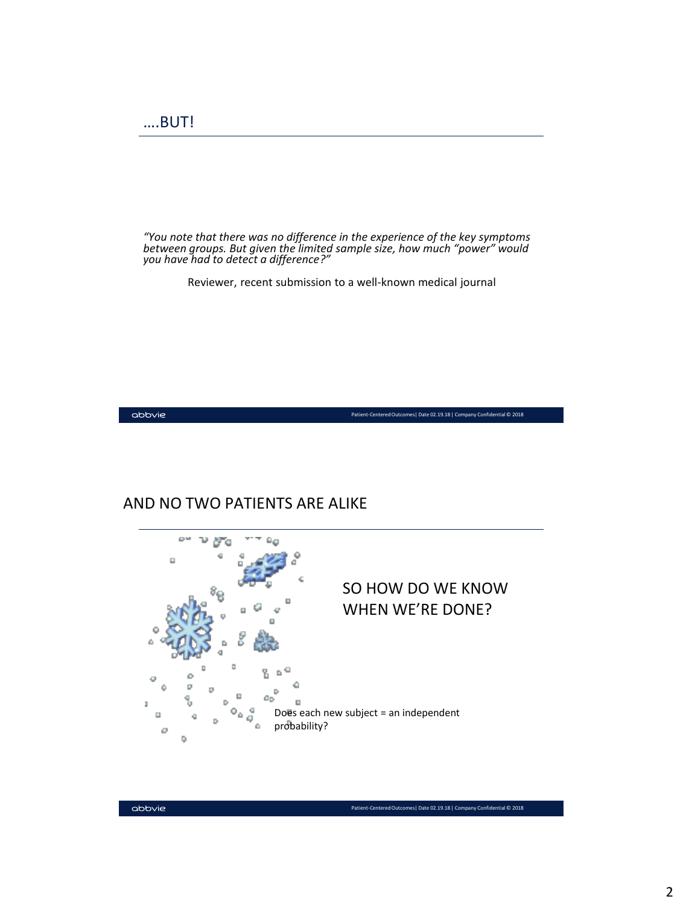## ….BUT!

*"You note that there was no difference in the experience of the key symptoms between groups. But given the limited sample size, how much "power" would you have had to detect a difference?"*

Reviewer, recent submission to a well-known medical journal

## AND NO TWO PATIENTS ARE ALIKE

SO HOW DO WE KNOW WHEN WE'RE DONE?

Does each new subject = an independent probability?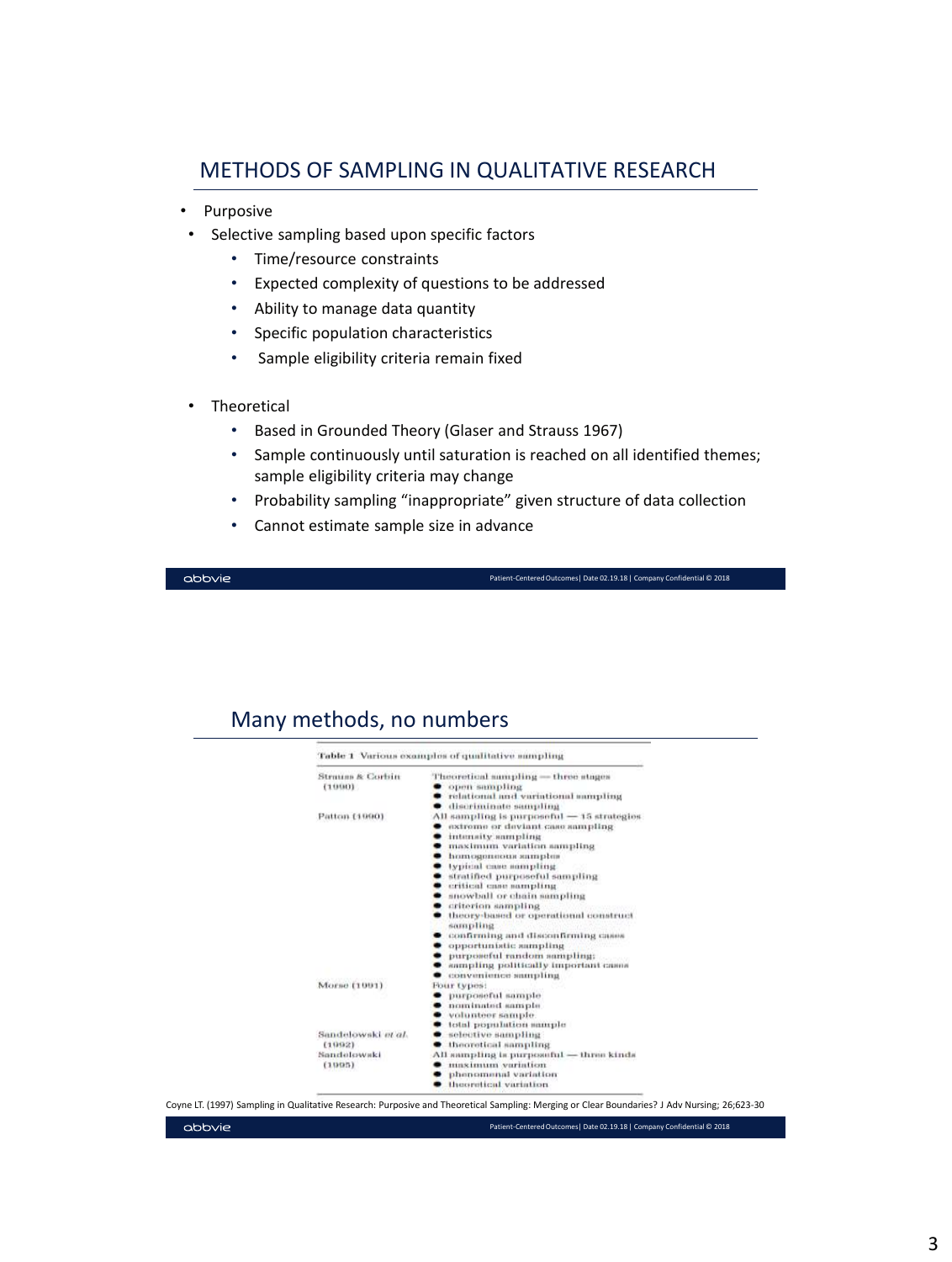## METHODS OF SAMPLING IN QUALITATIVE RESEARCH

- Purposive
- Selective sampling based upon specific factors
  - Time/resource constraints
  - Expected complexity of questions to be addressed
  - Ability to manage data quantity
  - Specific population characteristics
  - Sample eligibility criteria remain fixed
- Theoretical
  - Based in Grounded Theory (Glaser and Strauss 1967)
  - Sample continuously until saturation is reached on all identified themes; sample eligibility criteria may change
  - Probability sampling "inappropriate" given structure of data collection
  - Cannot estimate sample size in advance

## Many methods, no numbers

**Table 1** Various examples of qualitative sampling

| | |
|---|---|
| Strauss & Corbin (1990) | Theoretical sampling — three stages<br>• open sampling<br>• relational and variational sampling<br>• discriminate sampling |
| Patton (1990) | All sampling is purposeful — 15 strategies<br>• extreme or deviant case sampling<br>• intensity sampling<br>• maximum variation sampling<br>• homogeneous samples<br>• typical case sampling<br>• stratified purposeful sampling<br>• critical case sampling<br>• snowball or chain sampling<br>• criterion sampling<br>• theory-based or operational construct sampling<br>• confirming and disconfirming cases<br>• opportunistic sampling<br>• purposeful random sampling<br>• sampling politically important cases<br>• convenience sampling |
| Morse (1991) | Four types:<br>• purposeful sample<br>• nominated sample<br>• volunteer sample<br>• total population sample |
| Sandelowski *et al.* (1992) | • selective sampling<br>• theoretical sampling |
| Sandelowski (1995) | All sampling is purposeful — three kinds<br>• maximum variation<br>• phenomenal variation<br>• theoretical variation |

Coyne I.T. (1997) Sampling in Qualitative Research: Purposive and Theoretical Sampling: Merging or Clear Boundaries? J Adv Nursing; 26;623-30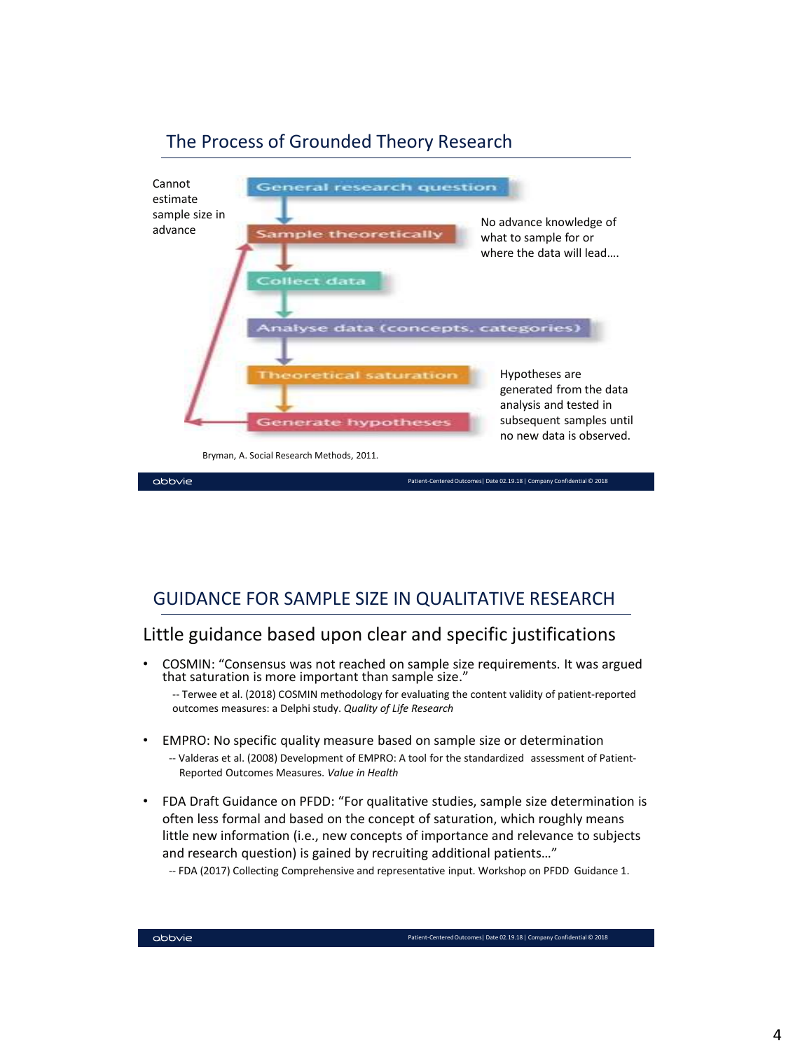## The Process of Grounded Theory Research

Cannot estimate sample size in advance

- General research question
- Sample theoretically
- Collect data
- Analyse data (concepts, categories)
- Theoretical saturation
- Generate hypotheses

No advance knowledge of what to sample for or where the data will lead….

Hypotheses are generated from the data analysis and tested in subsequent samples until no new data is observed.

Bryman, A. Social Research Methods, 2011.

## GUIDANCE FOR SAMPLE SIZE IN QUALITATIVE RESEARCH

### Little guidance based upon clear and specific justifications

- COSMIN: "Consensus was not reached on sample size requirements. It was argued that saturation is more important than sample size."
  -- Terwee et al. (2018) COSMIN methodology for evaluating the content validity of patient-reported outcomes measures: a Delphi study. *Quality of Life Research*

- EMPRO: No specific quality measure based on sample size or determination
  -- Valderas et al. (2008) Development of EMPRO: A tool for the standardized assessment of Patient-Reported Outcomes Measures. *Value in Health*

- FDA Draft Guidance on PFDD: "For qualitative studies, sample size determination is often less formal and based on the concept of saturation, which roughly means little new information (i.e., new concepts of importance and relevance to subjects and research question) is gained by recruiting additional patients…"
  -- FDA (2017) Collecting Comprehensive and representative input. Workshop on PFDD Guidance 1.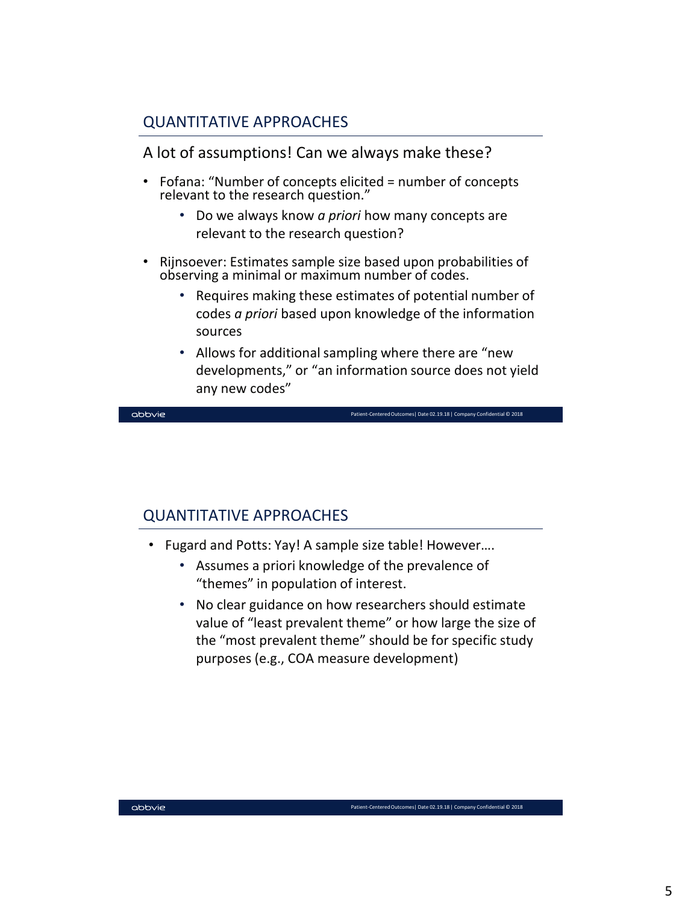## QUANTITATIVE APPROACHES

A lot of assumptions! Can we always make these?

- Fofana: "Number of concepts elicited = number of concepts relevant to the research question."
  - Do we always know *a priori* how many concepts are relevant to the research question?
- Rijnsoever: Estimates sample size based upon probabilities of observing a minimal or maximum number of codes.
  - Requires making these estimates of potential number of codes *a priori* based upon knowledge of the information sources
  - Allows for additional sampling where there are "new developments," or "an information source does not yield any new codes"

## QUANTITATIVE APPROACHES

- Fugard and Potts: Yay! A sample size table! However….
  - Assumes a priori knowledge of the prevalence of "themes" in population of interest.
  - No clear guidance on how researchers should estimate value of "least prevalent theme" or how large the size of the "most prevalent theme" should be for specific study purposes (e.g., COA measure development)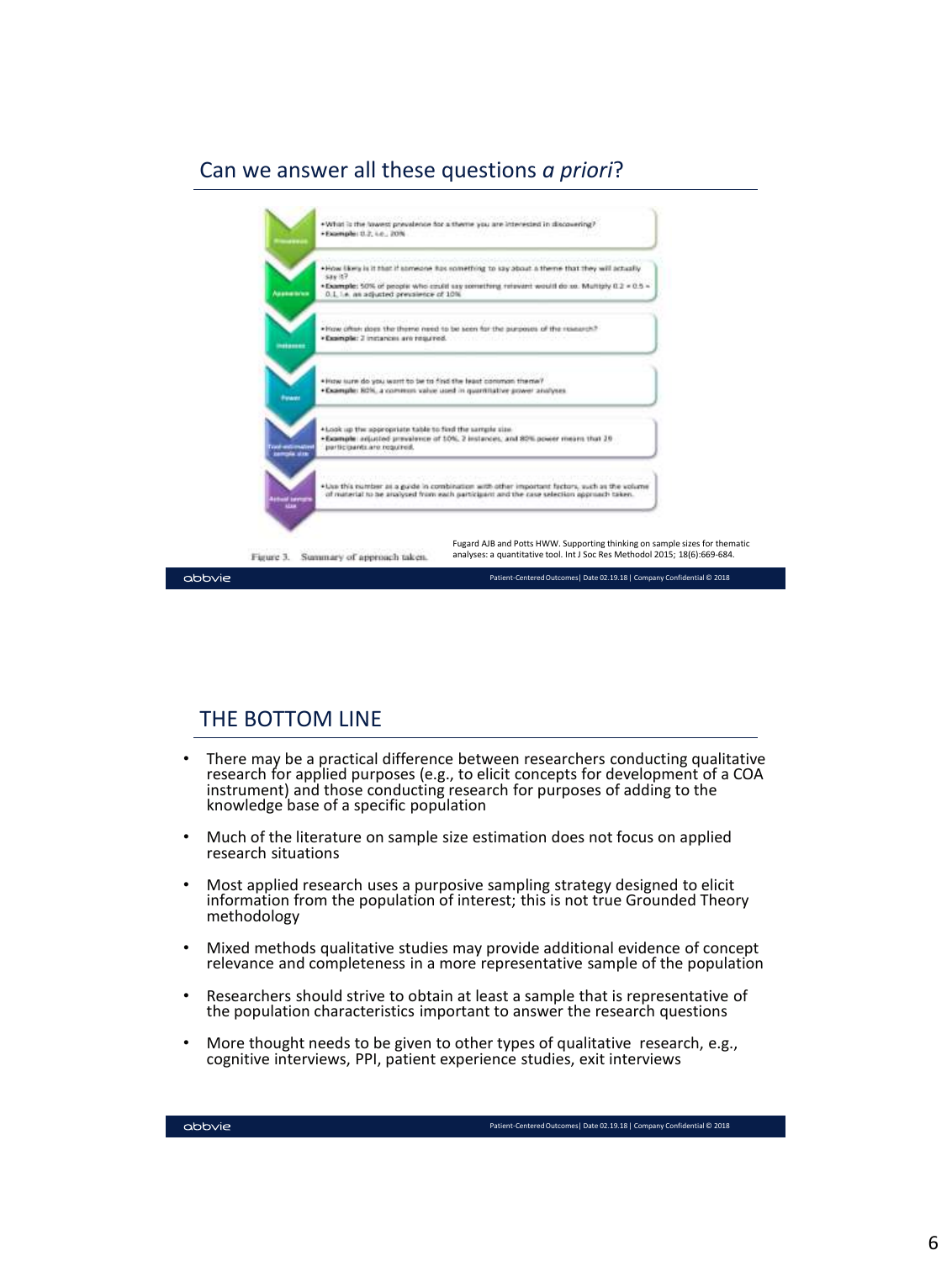## Can we answer all these questions *a priori*?

- **Prevalence**
  - What is the lowest prevalence for a theme you are interested in discovering?
  - **Example:** 0.2, i.e., 20%
- **Appearance**
  - How likely is it that if someone has something to say about a theme that they will actually say it?
  - **Example:** 50% of people who could say something relevant would do so. Multiply 0.2 × 0.5 = 0.1, i.e. an adjusted prevalence of 10%
- **Instances**
  - How often does the theme need to be seen for the purposes of the research?
  - **Example:** 2 instances are required.
- **Power**
  - How sure do you want to be to find the least common theme?
  - **Example:** 80%, a common value used in quantitative power analyses
- **Tool-estimated sample size**
  - Look up the appropriate table to find the sample size
  - **Example:** adjusted prevalence of 10%, 2 instances, and 80% power means that 29 participants are required.
- **Actual sample size**
  - Use this number as a guide in combination with other important factors, such as the volume of material to be analysed from each participant and the case selection approach taken.

Figure 3. Summary of approach taken.

Fugard AJB and Potts HWW. Supporting thinking on sample sizes for thematic analyses: a quantitative tool. Int J Soc Res Methodol 2015; 18(6):669-684.

## THE BOTTOM LINE

- There may be a practical difference between researchers conducting qualitative research for applied purposes (e.g., to elicit concepts for development of a COA instrument) and those conducting research for purposes of adding to the knowledge base of a specific population
- Much of the literature on sample size estimation does not focus on applied research situations
- Most applied research uses a purposive sampling strategy designed to elicit information from the population of interest; this is not true Grounded Theory methodology
- Mixed methods qualitative studies may provide additional evidence of concept relevance and completeness in a more representative sample of the population
- Researchers should strive to obtain at least a sample that is representative of the population characteristics important to answer the research questions
- More thought needs to be given to other types of qualitative research, e.g., cognitive interviews, PPI, patient experience studies, exit interviews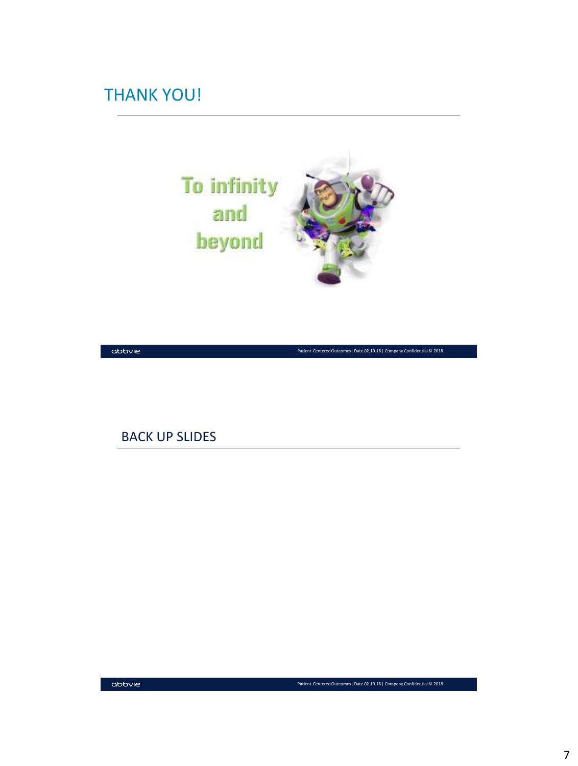# THANK YOU!

To infinity and beyond

# BACK UP SLIDES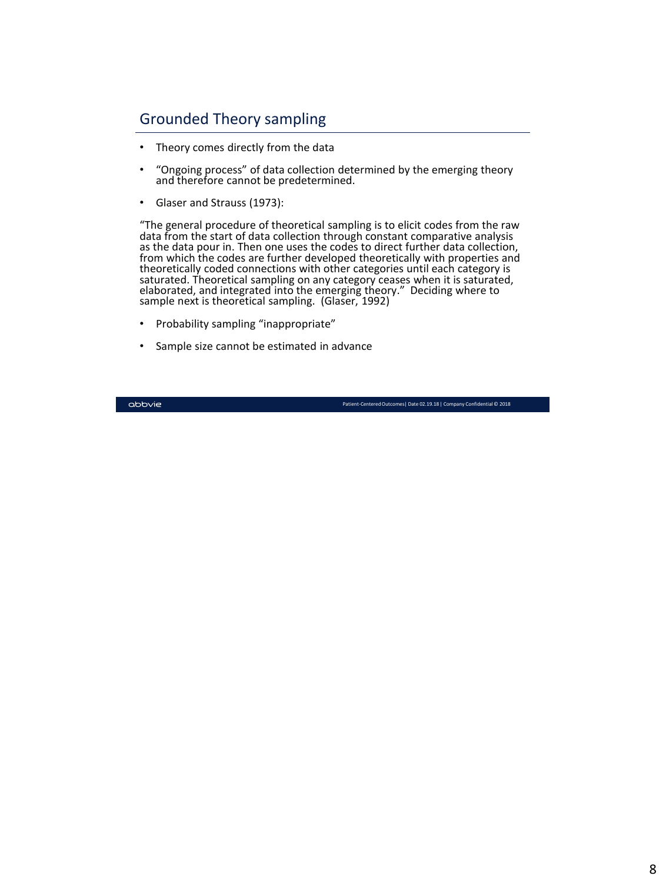## Grounded Theory sampling

- Theory comes directly from the data
- "Ongoing process" of data collection determined by the emerging theory and therefore cannot be predetermined.
- Glaser and Strauss (1973):

"The general procedure of theoretical sampling is to elicit codes from the raw data from the start of data collection through constant comparative analysis as the data pour in. Then one uses the codes to direct further data collection, from which the codes are further developed theoretically with properties and theoretically coded connections with other categories until each category is saturated. Theoretical sampling on any category ceases when it is saturated, elaborated, and integrated into the emerging theory." Deciding where to sample next is theoretical sampling. (Glaser, 1992)

- Probability sampling "inappropriate"
- Sample size cannot be estimated in advance